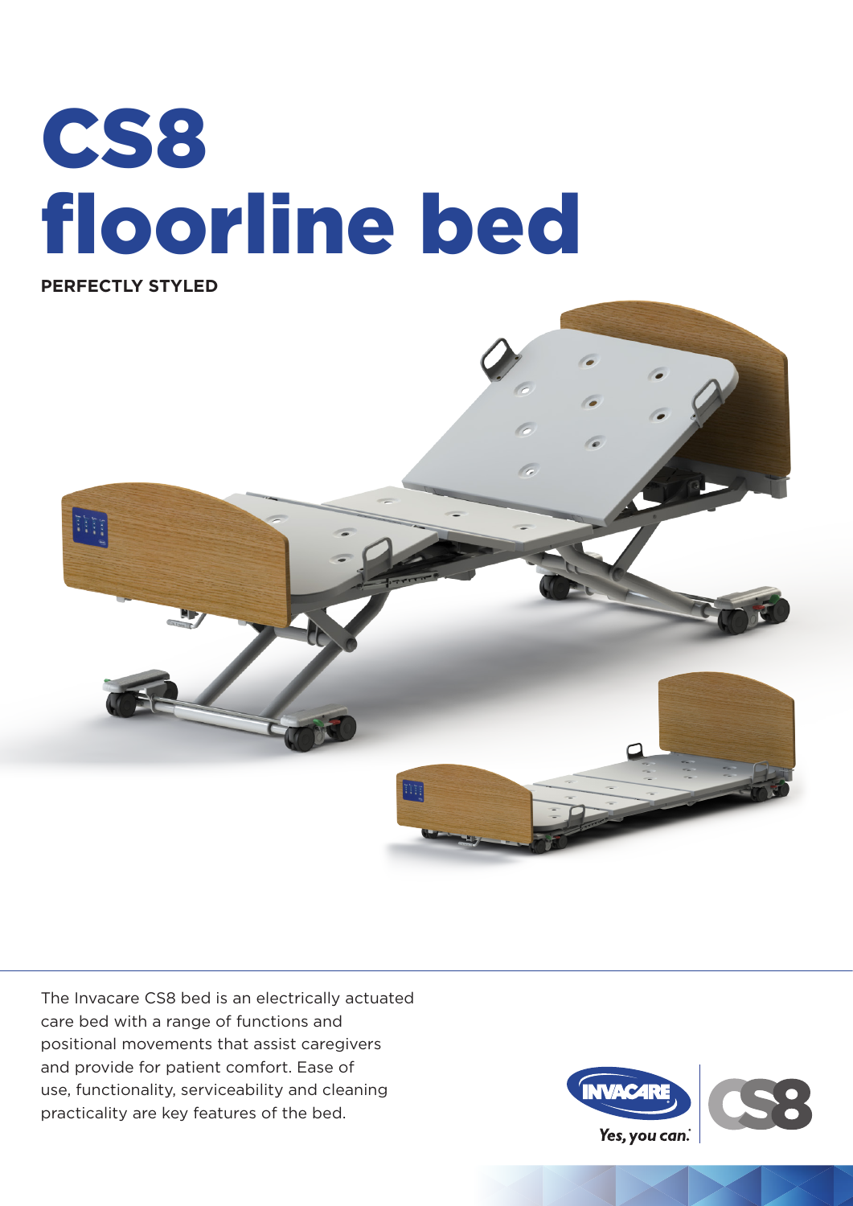# CS8 floorline bed

**PERFECTLY STYLED**

The Invacare CS8 bed is an electrically actuated care bed with a range of functions and positional movements that assist caregivers and provide for patient comfort. Ease of use, functionality, serviceability and cleaning practicality are key features of the bed.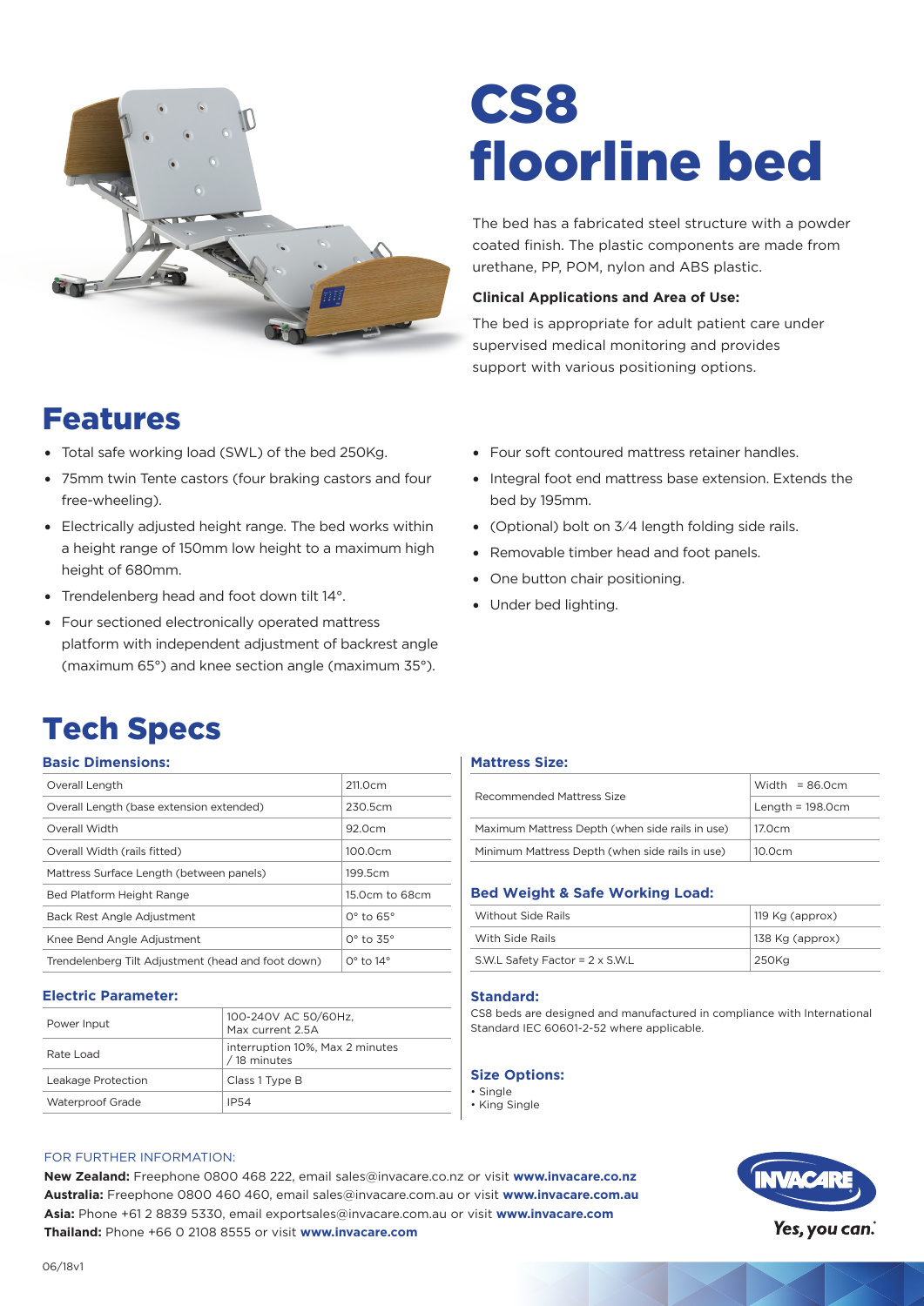# CS8 floorline bed

The bed has a fabricated steel structure with a powder coated finish. The plastic components are made from urethane, PP, POM, nylon and ABS plastic.

**Clinical Applications and Area of Use:**

The bed is appropriate for adult patient care under supervised medical monitoring and provides support with various positioning options.

## Features

- Total safe working load (SWL) of the bed 250Kg.
- 75mm twin Tente castors (four braking castors and four free-wheeling).
- Electrically adjusted height range. The bed works within a height range of 150mm low height to a maximum high height of 680mm.
- Trendelenberg head and foot down tilt 14°.
- Four sectioned electronically operated mattress platform with independent adjustment of backrest angle (maximum 65°) and knee section angle (maximum 35°).
- Four soft contoured mattress retainer handles.
- Integral foot end mattress base extension. Extends the bed by 195mm.
- (Optional) bolt on 3⁄4 length folding side rails.
- Removable timber head and foot panels.
- One button chair positioning.
- Under bed lighting.

## Tech Specs

### Basic Dimensions:

| | |
|---|---|
| Overall Length | 211.0cm |
| Overall Length (base extension extended) | 230.5cm |
| Overall Width | 92.0cm |
| Overall Width (rails fitted) | 100.0cm |
| Mattress Surface Length (between panels) | 199.5cm |
| Bed Platform Height Range | 15.0cm to 68cm |
| Back Rest Angle Adjustment | 0° to 65° |
| Knee Bend Angle Adjustment | 0° to 35° |
| Trendelenberg Tilt Adjustment (head and foot down) | 0° to 14° |

### Electric Parameter:

| | |
|---|---|
| Power Input | 100-240V AC 50/60Hz, Max current 2.5A |
| Rate Load | interruption 10%, Max 2 minutes / 18 minutes |
| Leakage Protection | Class 1 Type B |
| Waterproof Grade | IP54 |

### Mattress Size:

| | |
|---|---|
| Recommended Mattress Size | Width = 86.0cm |
| | Length = 198.0cm |
| Maximum Mattress Depth (when side rails in use) | 17.0cm |
| Minimum Mattress Depth (when side rails in use) | 10.0cm |

### Bed Weight & Safe Working Load:

| | |
|---|---|
| Without Side Rails | 119 Kg (approx) |
| With Side Rails | 138 Kg (approx) |
| S.W.L Safety Factor = 2 x S.W.L | 250Kg |

### Standard:

CS8 beds are designed and manufactured in compliance with International Standard IEC 60601-2-52 where applicable.

### Size Options:

- Single
- King Single

FOR FURTHER INFORMATION:

**New Zealand:** Freephone 0800 468 222, email sales@invacare.co.nz or visit **www.invacare.co.nz**
**Australia:** Freephone 0800 460 460, email sales@invacare.com.au or visit **www.invacare.com.au**
**Asia:** Phone +61 2 8839 5330, email exportsales@invacare.com.au or visit **www.invacare.com**
**Thailand:** Phone +66 0 2108 8555 or visit **www.invacare.com**

INVACARE Yes, you can.

06/18v1